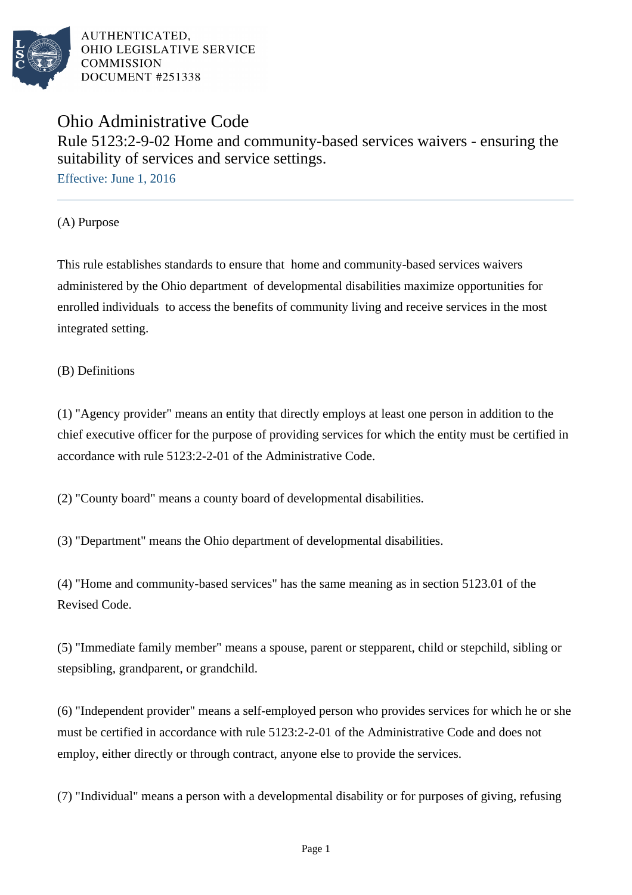AUTHENTICATED,
OHIO LEGISLATIVE SERVICE
COMMISSION
DOCUMENT #251338

# Ohio Administrative Code

## Rule 5123:2-9-02 Home and community-based services waivers - ensuring the suitability of services and service settings.

Effective: June 1, 2016

(A) Purpose

This rule establishes standards to ensure that home and community-based services waivers administered by the Ohio department of developmental disabilities maximize opportunities for enrolled individuals to access the benefits of community living and receive services in the most integrated setting.

(B) Definitions

(1) "Agency provider" means an entity that directly employs at least one person in addition to the chief executive officer for the purpose of providing services for which the entity must be certified in accordance with rule 5123:2-2-01 of the Administrative Code.

(2) "County board" means a county board of developmental disabilities.

(3) "Department" means the Ohio department of developmental disabilities.

(4) "Home and community-based services" has the same meaning as in section 5123.01 of the Revised Code.

(5) "Immediate family member" means a spouse, parent or stepparent, child or stepchild, sibling or stepsibling, grandparent, or grandchild.

(6) "Independent provider" means a self-employed person who provides services for which he or she must be certified in accordance with rule 5123:2-2-01 of the Administrative Code and does not employ, either directly or through contract, anyone else to provide the services.

(7) "Individual" means a person with a developmental disability or for purposes of giving, refusing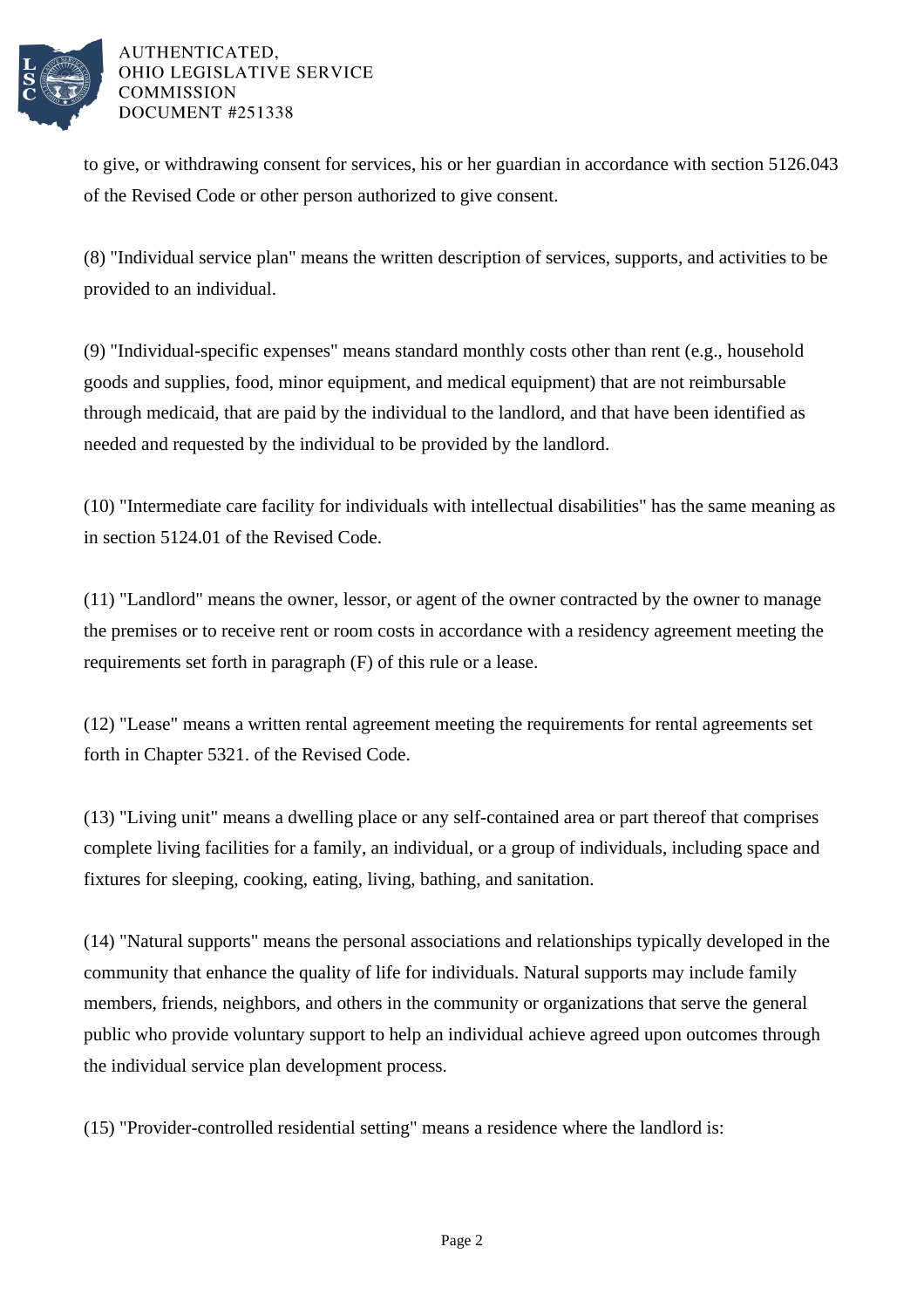to give, or withdrawing consent for services, his or her guardian in accordance with section 5126.043 of the Revised Code or other person authorized to give consent.

(8) "Individual service plan" means the written description of services, supports, and activities to be provided to an individual.

(9) "Individual-specific expenses" means standard monthly costs other than rent (e.g., household goods and supplies, food, minor equipment, and medical equipment) that are not reimbursable through medicaid, that are paid by the individual to the landlord, and that have been identified as needed and requested by the individual to be provided by the landlord.

(10) "Intermediate care facility for individuals with intellectual disabilities" has the same meaning as in section 5124.01 of the Revised Code.

(11) "Landlord" means the owner, lessor, or agent of the owner contracted by the owner to manage the premises or to receive rent or room costs in accordance with a residency agreement meeting the requirements set forth in paragraph (F) of this rule or a lease.

(12) "Lease" means a written rental agreement meeting the requirements for rental agreements set forth in Chapter 5321. of the Revised Code.

(13) "Living unit" means a dwelling place or any self-contained area or part thereof that comprises complete living facilities for a family, an individual, or a group of individuals, including space and fixtures for sleeping, cooking, eating, living, bathing, and sanitation.

(14) "Natural supports" means the personal associations and relationships typically developed in the community that enhance the quality of life for individuals. Natural supports may include family members, friends, neighbors, and others in the community or organizations that serve the general public who provide voluntary support to help an individual achieve agreed upon outcomes through the individual service plan development process.

(15) "Provider-controlled residential setting" means a residence where the landlord is: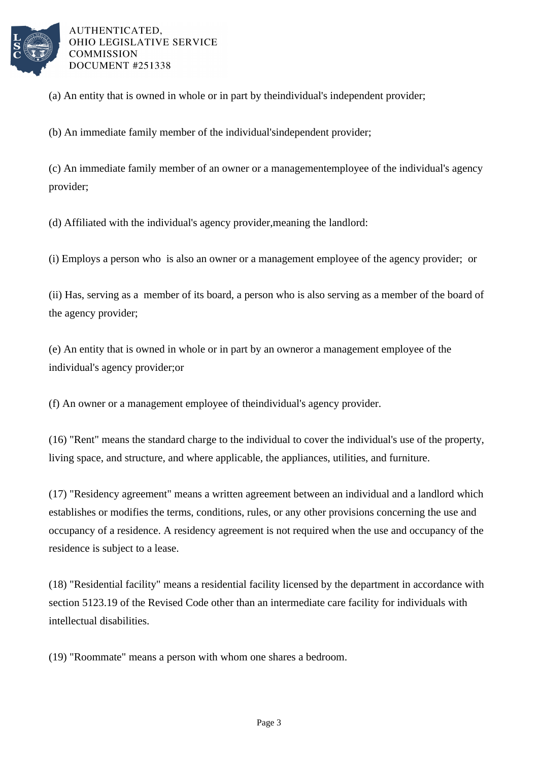(a) An entity that is owned in whole or in part by theindividual's independent provider;

(b) An immediate family member of the individual'sindependent provider;

(c) An immediate family member of an owner or a managementemployee of the individual's agency provider;

(d) Affiliated with the individual's agency provider,meaning the landlord:

(i) Employs a person who is also an owner or a management employee of the agency provider; or

(ii) Has, serving as a member of its board, a person who is also serving as a member of the board of the agency provider;

(e) An entity that is owned in whole or in part by an owneror a management employee of the individual's agency provider;or

(f) An owner or a management employee of theindividual's agency provider.

(16) "Rent" means the standard charge to the individual to cover the individual's use of the property, living space, and structure, and where applicable, the appliances, utilities, and furniture.

(17) "Residency agreement" means a written agreement between an individual and a landlord which establishes or modifies the terms, conditions, rules, or any other provisions concerning the use and occupancy of a residence. A residency agreement is not required when the use and occupancy of the residence is subject to a lease.

(18) "Residential facility" means a residential facility licensed by the department in accordance with section 5123.19 of the Revised Code other than an intermediate care facility for individuals with intellectual disabilities.

(19) "Roommate" means a person with whom one shares a bedroom.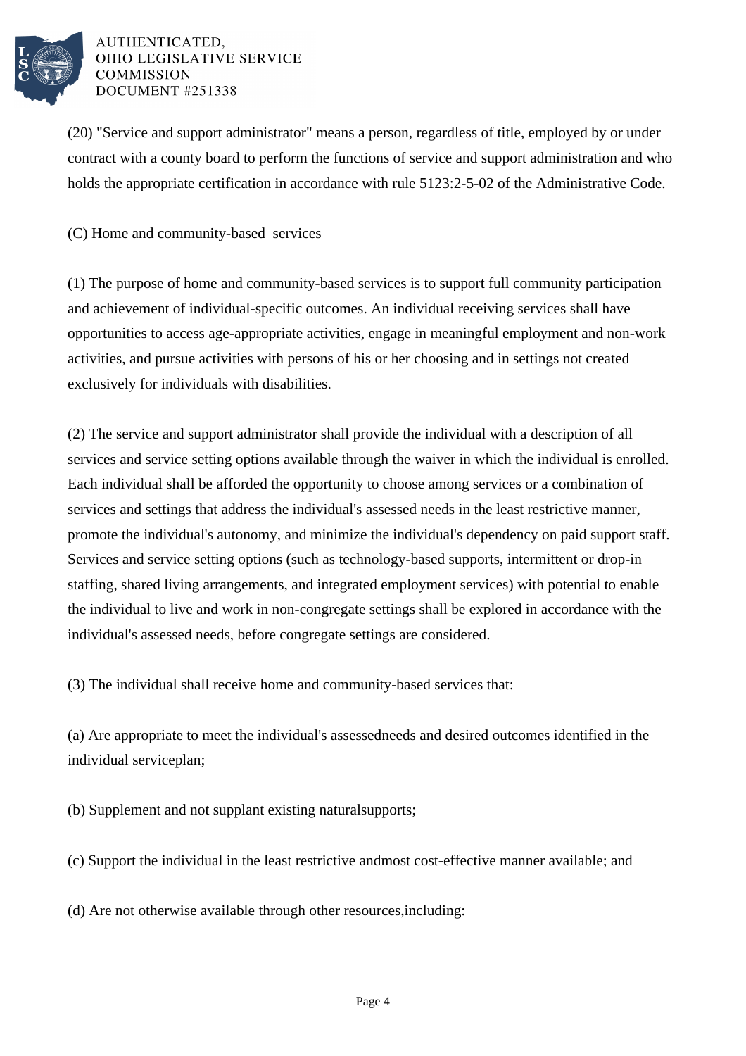(20) "Service and support administrator" means a person, regardless of title, employed by or under contract with a county board to perform the functions of service and support administration and who holds the appropriate certification in accordance with rule 5123:2-5-02 of the Administrative Code.

(C) Home and community-based services

(1) The purpose of home and community-based services is to support full community participation and achievement of individual-specific outcomes. An individual receiving services shall have opportunities to access age-appropriate activities, engage in meaningful employment and non-work activities, and pursue activities with persons of his or her choosing and in settings not created exclusively for individuals with disabilities.

(2) The service and support administrator shall provide the individual with a description of all services and service setting options available through the waiver in which the individual is enrolled. Each individual shall be afforded the opportunity to choose among services or a combination of services and settings that address the individual's assessed needs in the least restrictive manner, promote the individual's autonomy, and minimize the individual's dependency on paid support staff. Services and service setting options (such as technology-based supports, intermittent or drop-in staffing, shared living arrangements, and integrated employment services) with potential to enable the individual to live and work in non-congregate settings shall be explored in accordance with the individual's assessed needs, before congregate settings are considered.

(3) The individual shall receive home and community-based services that:

(a) Are appropriate to meet the individual's assessedneeds and desired outcomes identified in the individual serviceplan;

(b) Supplement and not supplant existing naturalsupports;

(c) Support the individual in the least restrictive andmost cost-effective manner available; and

(d) Are not otherwise available through other resources,including: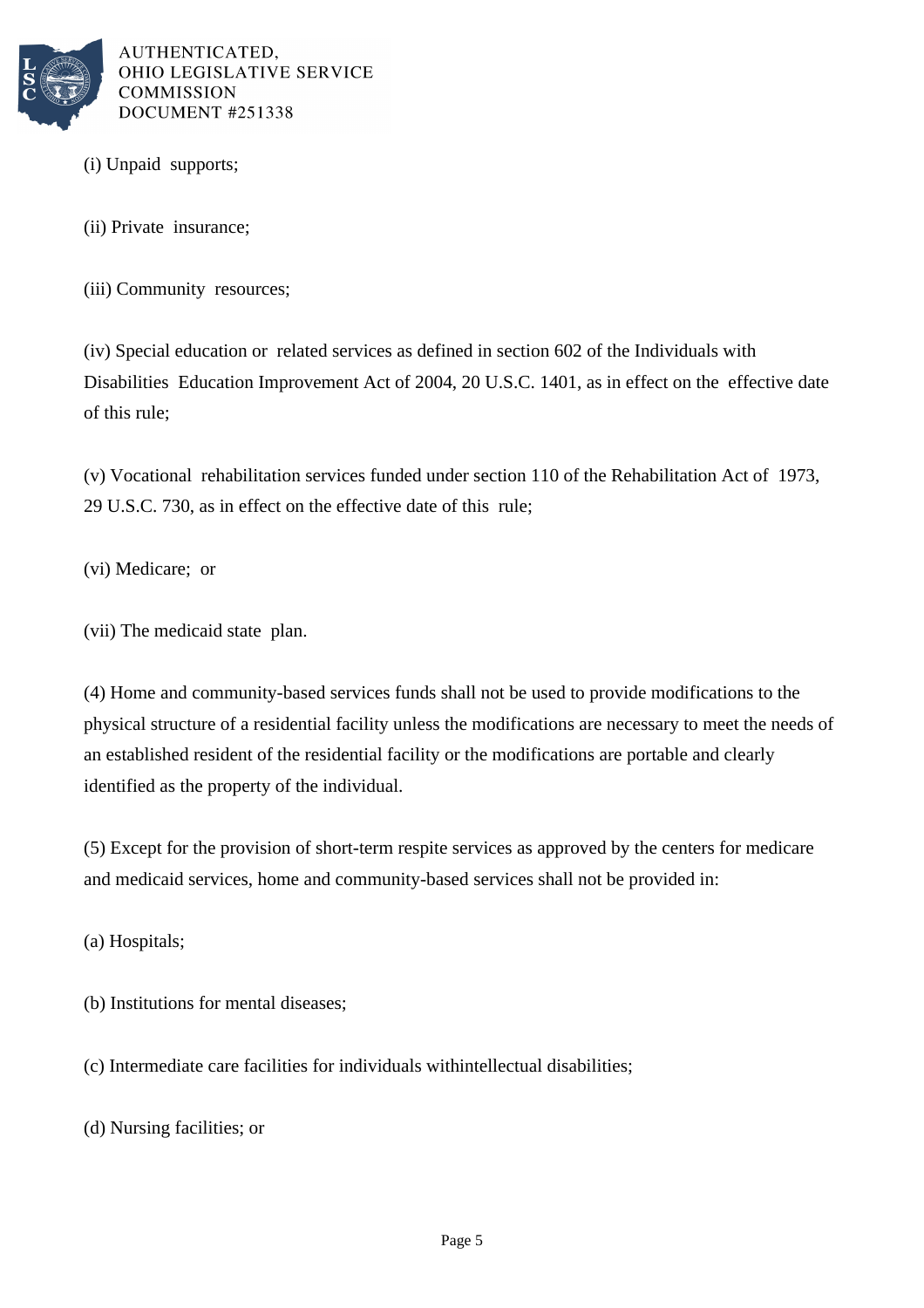(i) Unpaid supports;

(ii) Private insurance;

(iii) Community resources;

(iv) Special education or related services as defined in section 602 of the Individuals with Disabilities Education Improvement Act of 2004, 20 U.S.C. 1401, as in effect on the effective date of this rule;

(v) Vocational rehabilitation services funded under section 110 of the Rehabilitation Act of 1973, 29 U.S.C. 730, as in effect on the effective date of this rule;

(vi) Medicare; or

(vii) The medicaid state plan.

(4) Home and community-based services funds shall not be used to provide modifications to the physical structure of a residential facility unless the modifications are necessary to meet the needs of an established resident of the residential facility or the modifications are portable and clearly identified as the property of the individual.

(5) Except for the provision of short-term respite services as approved by the centers for medicare and medicaid services, home and community-based services shall not be provided in:

(a) Hospitals;

(b) Institutions for mental diseases;

(c) Intermediate care facilities for individuals withintellectual disabilities;

(d) Nursing facilities; or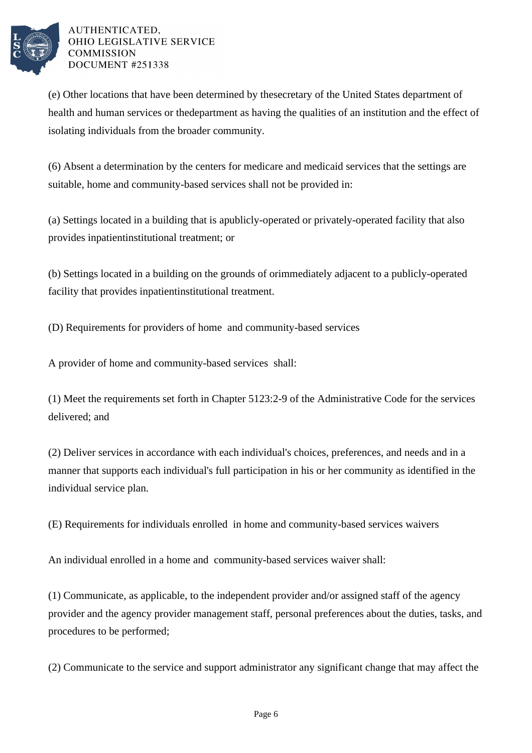(e) Other locations that have been determined by thesecretary of the United States department of health and human services or thedepartment as having the qualities of an institution and the effect of isolating individuals from the broader community.

(6) Absent a determination by the centers for medicare and medicaid services that the settings are suitable, home and community-based services shall not be provided in:

(a) Settings located in a building that is apublicly-operated or privately-operated facility that also provides inpatientinstitutional treatment; or

(b) Settings located in a building on the grounds of orimmediately adjacent to a publicly-operated facility that provides inpatientinstitutional treatment.

(D) Requirements for providers of home  and community-based services

A provider of home and community-based services  shall:

(1) Meet the requirements set forth in Chapter 5123:2-9 of the Administrative Code for the services delivered; and

(2) Deliver services in accordance with each individual's choices, preferences, and needs and in a manner that supports each individual's full participation in his or her community as identified in the individual service plan.

(E) Requirements for individuals enrolled  in home and community-based services waivers

An individual enrolled in a home and  community-based services waiver shall:

(1) Communicate, as applicable, to the independent provider and/or assigned staff of the agency provider and the agency provider management staff, personal preferences about the duties, tasks, and procedures to be performed;

(2) Communicate to the service and support administrator any significant change that may affect the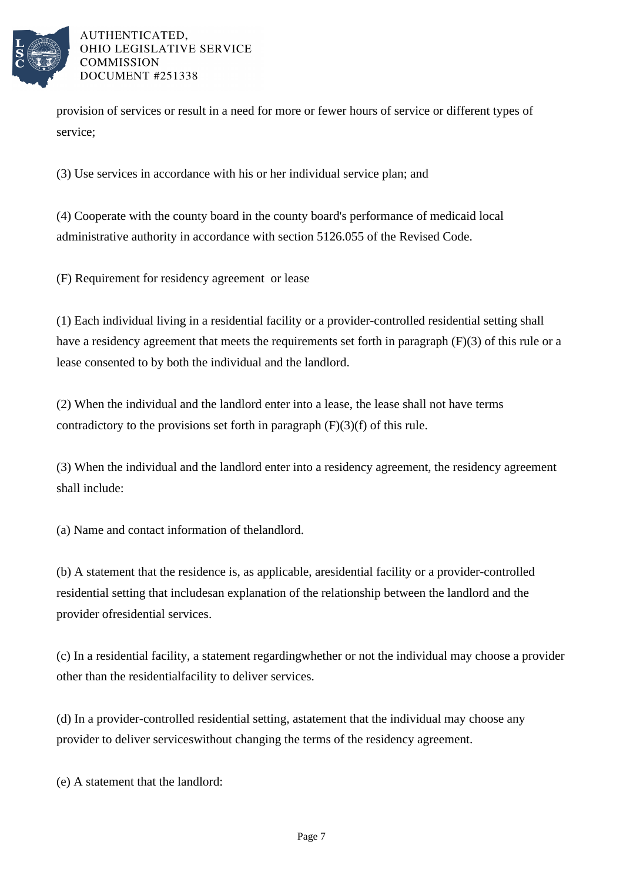provision of services or result in a need for more or fewer hours of service or different types of service;

(3) Use services in accordance with his or her individual service plan; and

(4) Cooperate with the county board in the county board's performance of medicaid local administrative authority in accordance with section 5126.055 of the Revised Code.

(F) Requirement for residency agreement or lease

(1) Each individual living in a residential facility or a provider-controlled residential setting shall have a residency agreement that meets the requirements set forth in paragraph (F)(3) of this rule or a lease consented to by both the individual and the landlord.

(2) When the individual and the landlord enter into a lease, the lease shall not have terms contradictory to the provisions set forth in paragraph (F)(3)(f) of this rule.

(3) When the individual and the landlord enter into a residency agreement, the residency agreement shall include:

(a) Name and contact information of thelandlord.

(b) A statement that the residence is, as applicable, aresidential facility or a provider-controlled residential setting that includesan explanation of the relationship between the landlord and the provider ofresidential services.

(c) In a residential facility, a statement regardingwhether or not the individual may choose a provider other than the residentialfacility to deliver services.

(d) In a provider-controlled residential setting, astatement that the individual may choose any provider to deliver serviceswithout changing the terms of the residency agreement.

(e) A statement that the landlord: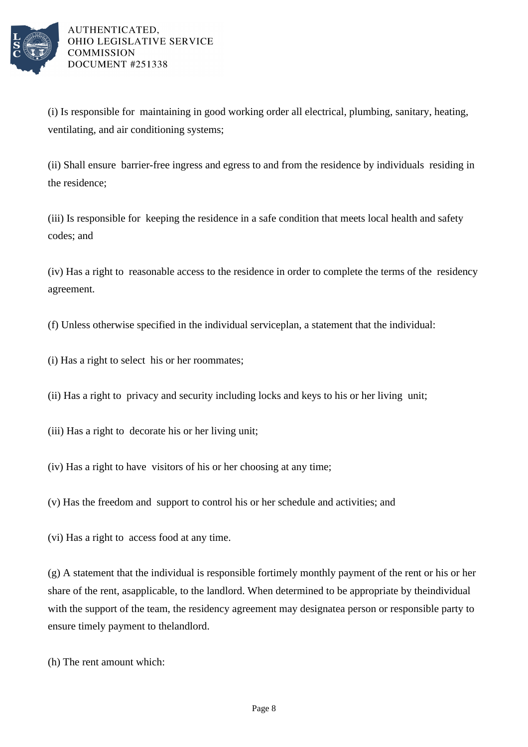(i) Is responsible for maintaining in good working order all electrical, plumbing, sanitary, heating, ventilating, and air conditioning systems;

(ii) Shall ensure barrier-free ingress and egress to and from the residence by individuals residing in the residence;

(iii) Is responsible for keeping the residence in a safe condition that meets local health and safety codes; and

(iv) Has a right to reasonable access to the residence in order to complete the terms of the residency agreement.

(f) Unless otherwise specified in the individual serviceplan, a statement that the individual:

(i) Has a right to select his or her roommates;

(ii) Has a right to privacy and security including locks and keys to his or her living unit;

(iii) Has a right to decorate his or her living unit;

(iv) Has a right to have visitors of his or her choosing at any time;

(v) Has the freedom and support to control his or her schedule and activities; and

(vi) Has a right to access food at any time.

(g) A statement that the individual is responsible fortimely monthly payment of the rent or his or her share of the rent, asapplicable, to the landlord. When determined to be appropriate by theindividual with the support of the team, the residency agreement may designatea person or responsible party to ensure timely payment to thelandlord.

(h) The rent amount which: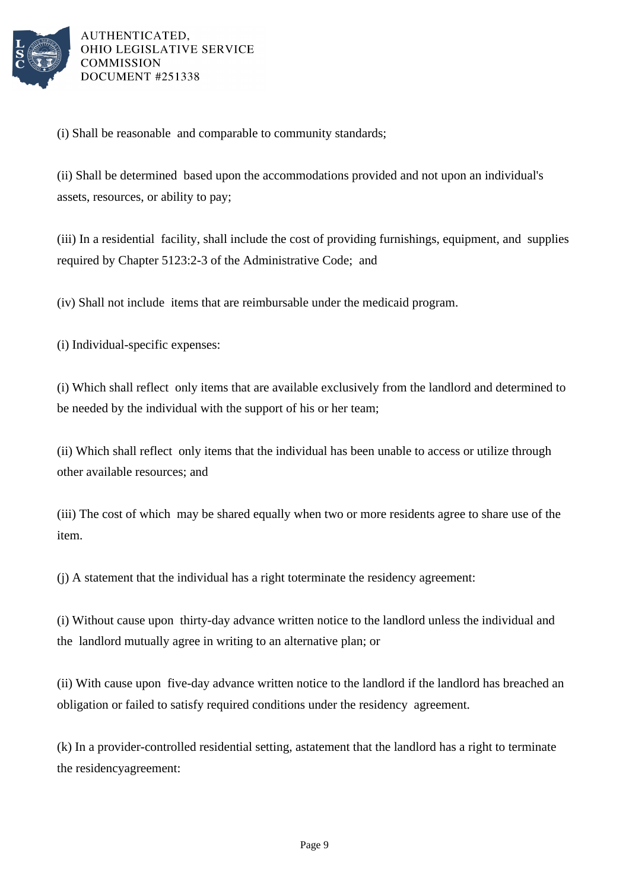(i) Shall be reasonable and comparable to community standards;

(ii) Shall be determined based upon the accommodations provided and not upon an individual's assets, resources, or ability to pay;

(iii) In a residential facility, shall include the cost of providing furnishings, equipment, and supplies required by Chapter 5123:2-3 of the Administrative Code; and

(iv) Shall not include items that are reimbursable under the medicaid program.

(i) Individual-specific expenses:

(i) Which shall reflect only items that are available exclusively from the landlord and determined to be needed by the individual with the support of his or her team;

(ii) Which shall reflect only items that the individual has been unable to access or utilize through other available resources; and

(iii) The cost of which may be shared equally when two or more residents agree to share use of the item.

(j) A statement that the individual has a right toterminate the residency agreement:

(i) Without cause upon thirty-day advance written notice to the landlord unless the individual and the landlord mutually agree in writing to an alternative plan; or

(ii) With cause upon five-day advance written notice to the landlord if the landlord has breached an obligation or failed to satisfy required conditions under the residency agreement.

(k) In a provider-controlled residential setting, astatement that the landlord has a right to terminate the residencyagreement: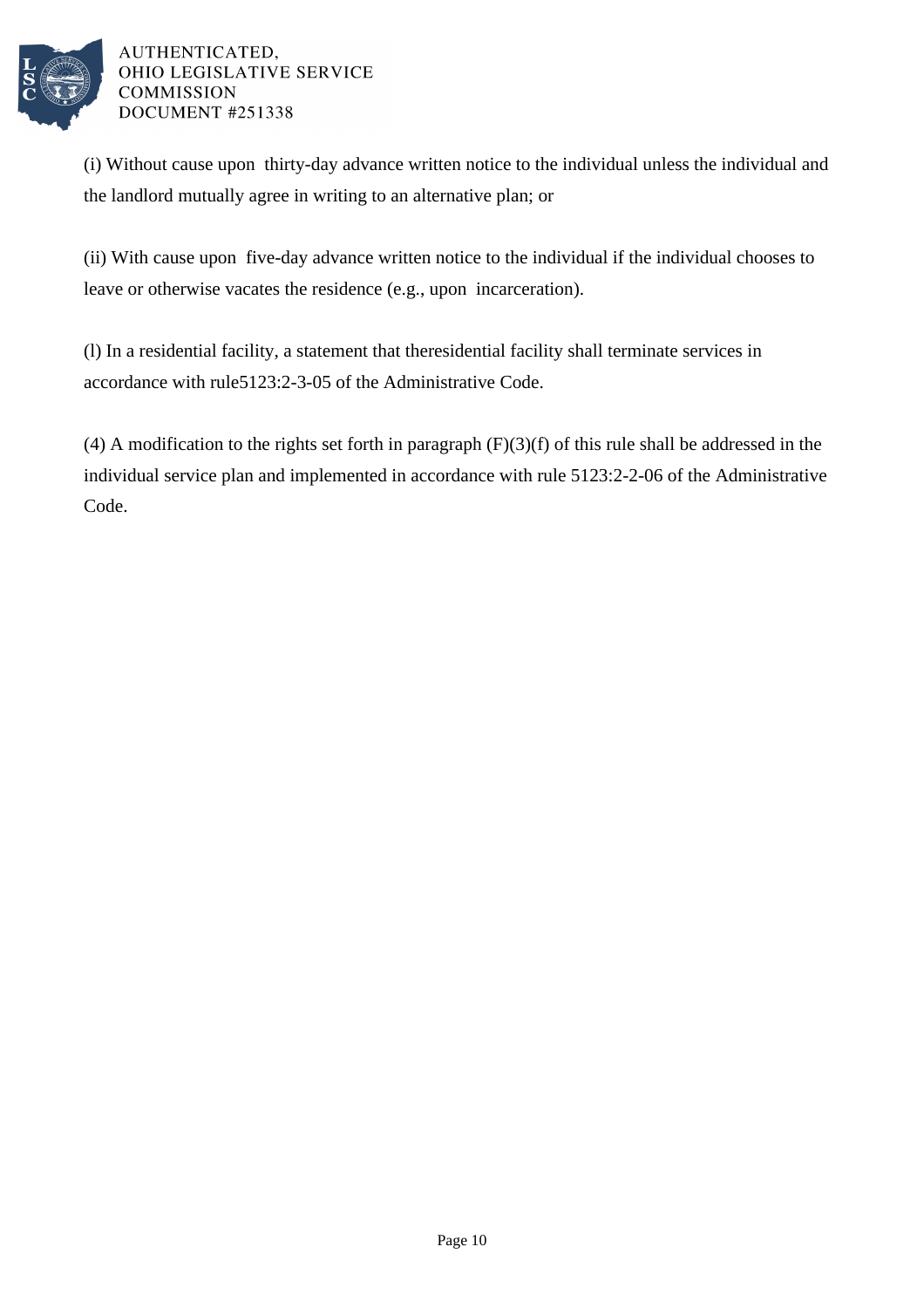(i) Without cause upon thirty-day advance written notice to the individual unless the individual and the landlord mutually agree in writing to an alternative plan; or

(ii) With cause upon five-day advance written notice to the individual if the individual chooses to leave or otherwise vacates the residence (e.g., upon incarceration).

(l) In a residential facility, a statement that theresidential facility shall terminate services in accordance with rule5123:2-3-05 of the Administrative Code.

(4) A modification to the rights set forth in paragraph (F)(3)(f) of this rule shall be addressed in the individual service plan and implemented in accordance with rule 5123:2-2-06 of the Administrative Code.